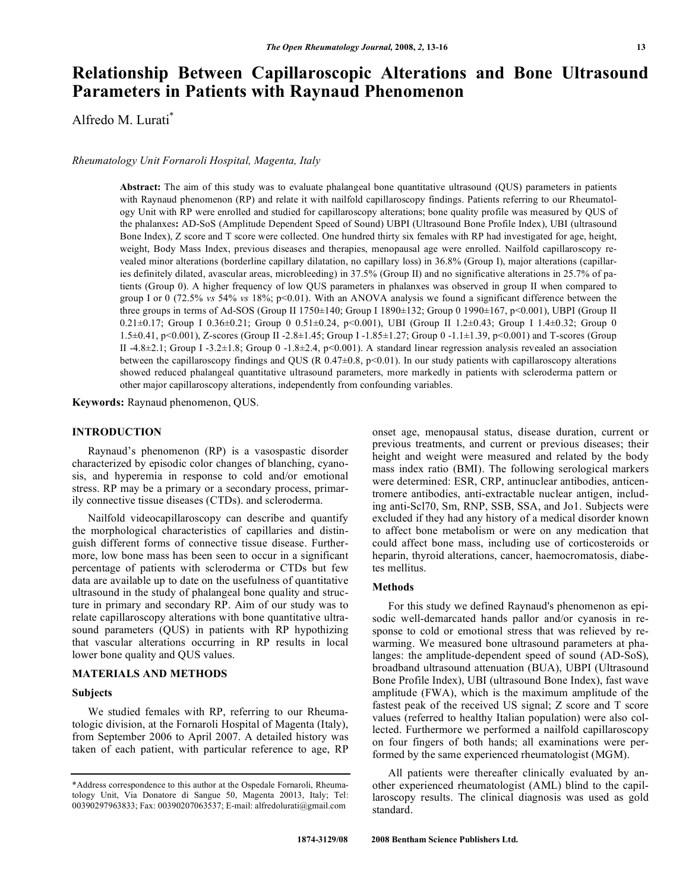# Relationship Between Capillaroscopic Alterations and Bone Ultrasound Parameters in Patients with Raynaud Phenomenon

Alfredo M. Lurati*

*Rheumatology Unit Fornaroli Hospital, Magenta, Italy*

**Abstract:** The aim of this study was to evaluate phalangeal bone quantitative ultrasound (QUS) parameters in patients with Raynaud phenomenon (RP) and relate it with nailfold capillaroscopy findings. Patients referring to our Rheumatology Unit with RP were enrolled and studied for capillaroscopy alterations; bone quality profile was measured by QUS of the phalanxes**:** AD-SoS (Amplitude Dependent Speed of Sound) UBPI (Ultrasound Bone Profile Index), UBI (ultrasound Bone Index), Z score and T score were collected. One hundred thirty six females with RP had investigated for age, height, weight, Body Mass Index, previous diseases and therapies, menopausal age were enrolled. Nailfold capillaroscopy revealed minor alterations (borderline capillary dilatation, no capillary loss) in 36.8% (Group I), major alterations (capillaries definitely dilated, avascular areas, microbleeding) in 37.5% (Group II) and no significative alterations in 25.7% of patients (Group 0). A higher frequency of low QUS parameters in phalanxes was observed in group II when compared to group I or 0 (72.5% *vs* 54% *vs* 18%; $p<0.01$). With an ANOVA analysis we found a significant difference between the three groups in terms of Ad-SOS (Group II 1750±140; Group I 1890±132; Group 0 1990±167, $p<0.001$), UBPI (Group II 0.21±0.17; Group I 0.36±0.21; Group 0 0.51±0.24, $p<0.001$), UBI (Group II 1.2±0.43; Group I 1.4±0.32; Group 0 1.5±0.41, $p<0.001$), Z-scores (Group II -2.8±1.45; Group I -1.85±1.27; Group 0 -1.1±1.39, $p<0.001$) and T-scores (Group II -4.8±2.1; Group I -3.2±1.8; Group 0 -1.8±2.4, $p<0.001$). A standard linear regression analysis revealed an association between the capillaroscopy findings and QUS (R 0.47±0.8, $p<0.01$). In our study patients with capillaroscopy alterations showed reduced phalangeal quantitative ultrasound parameters, more markedly in patients with scleroderma pattern or other major capillaroscopy alterations, independently from confounding variables.

**Keywords:** Raynaud phenomenon, QUS.

## INTRODUCTION

Raynaud's phenomenon (RP) is a vasospastic disorder characterized by episodic color changes of blanching, cyanosis, and hyperemia in response to cold and/or emotional stress. RP may be a primary or a secondary process, primarily connective tissue diseases (CTDs). and scleroderma.

Nailfold videocapillaroscopy can describe and quantify the morphological characteristics of capillaries and distinguish different forms of connective tissue disease. Furthermore, low bone mass has been seen to occur in a significant percentage of patients with scleroderma or CTDs but few data are available up to date on the usefulness of quantitative ultrasound in the study of phalangeal bone quality and structure in primary and secondary RP. Aim of our study was to relate capillaroscopy alterations with bone quantitative ultrasound parameters (QUS) in patients with RP hypothizing that vascular alterations occurring in RP results in local lower bone quality and QUS values.

## MATERIALS AND METHODS

### Subjects

We studied females with RP, referring to our Rheumatologic division, at the Fornaroli Hospital of Magenta (Italy), from September 2006 to April 2007. A detailed history was taken of each patient, with particular reference to age, RP onset age, menopausal status, disease duration, current or previous treatments, and current or previous diseases; their height and weight were measured and related by the body mass index ratio (BMI). The following serological markers were determined: ESR, CRP, antinuclear antibodies, anticentromere antibodies, anti-extractable nuclear antigen, including anti-Scl70, Sm, RNP, SSB, SSA, and Jo1. Subjects were excluded if they had any history of a medical disorder known to affect bone metabolism or were on any medication that could affect bone mass, including use of corticosteroids or heparin, thyroid alterations, cancer, haemocromatosis, diabetes mellitus.

### Methods

For this study we defined Raynaud's phenomenon as episodic well-demarcated hands pallor and/or cyanosis in response to cold or emotional stress that was relieved by rewarming. We measured bone ultrasound parameters at phalanges: the amplitude-dependent speed of sound (AD-SoS), broadband ultrasound attenuation (BUA), UBPI (Ultrasound Bone Profile Index), UBI (ultrasound Bone Index), fast wave amplitude (FWA), which is the maximum amplitude of the fastest peak of the received US signal; Z score and T score values (referred to healthy Italian population) were also collected. Furthermore we performed a nailfold capillaroscopy on four fingers of both hands; all examinations were performed by the same experienced rheumatologist (MGM).

All patients were thereafter clinically evaluated by another experienced rheumatologist (AML) blind to the capillaroscopy results. The clinical diagnosis was used as gold standard.

*Address correspondence to this author at the Ospedale Fornaroli, Rheumatology Unit, Via Donatore di Sangue 50, Magenta 20013, Italy; Tel: 00390297963833; Fax: 00390207063537; E-mail: alfredolurati@gmail.com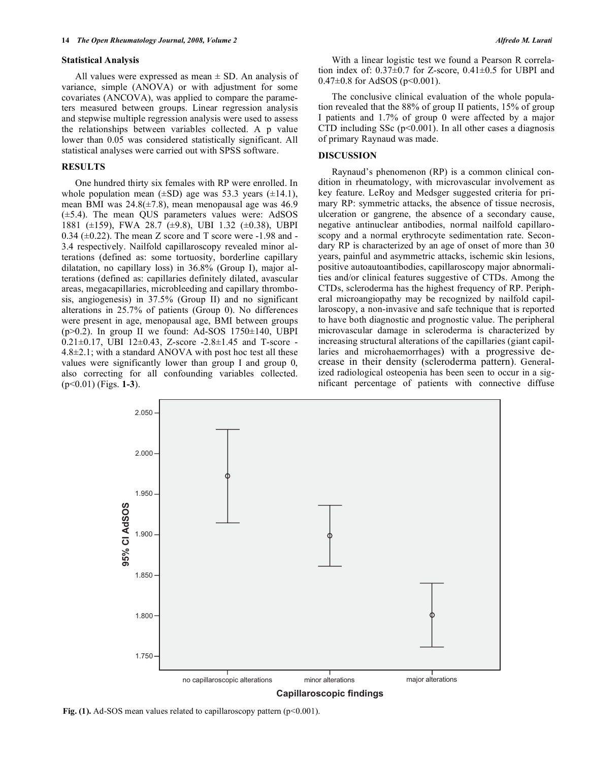### Statistical Analysis

All values were expressed as mean ± SD. An analysis of variance, simple (ANOVA) or with adjustment for some covariates (ANCOVA), was applied to compare the parameters measured between groups. Linear regression analysis and stepwise multiple regression analysis were used to assess the relationships between variables collected. A p value lower than 0.05 was considered statistically significant. All statistical analyses were carried out with SPSS software.

## RESULTS

One hundred thirty six females with RP were enrolled. In whole population mean (±SD) age was 53.3 years (±14.1), mean BMI was 24.8(±7.8), mean menopausal age was 46.9 (±5.4). The mean QUS parameters values were: AdSOS 1881 (±159), FWA 28.7 (±9.8), UBI 1.32 (±0.38), UBPI 0.34 (±0.22). The mean Z score and T score were -1.98 and -3.4 respectively. Nailfold capillaroscopy revealed minor alterations (defined as: some tortuosity, borderline capillary dilatation, no capillary loss) in 36.8% (Group I), major alterations (defined as: capillaries definitely dilated, avascular areas, megacapillaries, microbleeding and capillary thrombosis, angiogenesis) in 37.5% (Group II) and no significant alterations in 25.7% of patients (Group 0). No differences were present in age, menopausal age, BMI between groups ($p>0.2$). In group II we found: Ad-SOS 1750±140, UBPI 0.21±0.17, UBI 12±0.43, Z-score -2.8±1.45 and T-score -4.8±2.1; with a standard ANOVA with post hoc test all these values were significantly lower than group I and group 0, also correcting for all confounding variables collected. ($p<0.01$) (Figs. **1-3**).

With a linear logistic test we found a Pearson R correlation index of: 0.37±0.7 for Z-score, 0.41±0.5 for UBPI and 0.47±0.8 for AdSOS ($p<0.001$).

The conclusive clinical evaluation of the whole population revealed that the 88% of group II patients, 15% of group I patients and 1.7% of group 0 were affected by a major CTD including SSc ($p<0.001$). In all other cases a diagnosis of primary Raynaud was made.

## DISCUSSION

Raynaud's phenomenon (RP) is a common clinical condition in rheumatology, with microvascular involvement as key feature. LeRoy and Medsger suggested criteria for primary RP: symmetric attacks, the absence of tissue necrosis, ulceration or gangrene, the absence of a secondary cause, negative antinuclear antibodies, normal nailfold capillaroscopy and a normal erythrocyte sedimentation rate. Secondary RP is characterized by an age of onset of more than 30 years, painful and asymmetric attacks, ischemic skin lesions, positive autoautoantibodies, capillaroscopy major abnormalities and/or clinical features suggestive of CTDs. Among the CTDs, scleroderma has the highest frequency of RP. Peripheral microangiopathy may be recognized by nailfold capillaroscopy, a non-invasive and safe technique that is reported to have both diagnostic and prognostic value. The peripheral microvascular damage in scleroderma is characterized by increasing structural alterations of the capillaries (giant capillaries and microhaemorrhages) with a progressive decrease in their density (scleroderma pattern). Generalized radiological osteopenia has been seen to occur in a significant percentage of patients with connective diffuse

**Fig. (1).** Ad-SOS mean values related to capillaroscopy pattern ($p<0.001$).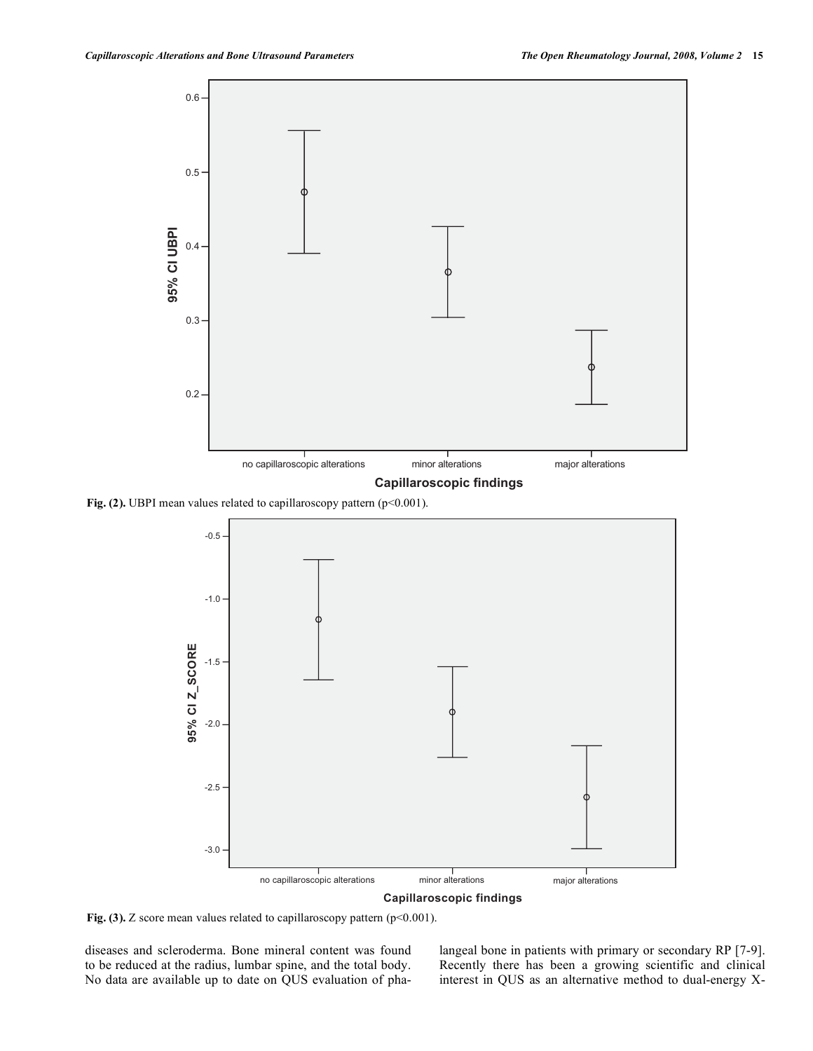Fig. (2). UBPI mean values related to capillaroscopy pattern ($p<0.001$).

Fig. (3). Z score mean values related to capillaroscopy pattern ($p<0.001$).

diseases and scleroderma. Bone mineral content was found to be reduced at the radius, lumbar spine, and the total body. No data are available up to date on QUS evaluation of phalangeal bone in patients with primary or secondary RP [7-9]. Recently there has been a growing scientific and clinical interest in QUS as an alternative method to dual-energy X-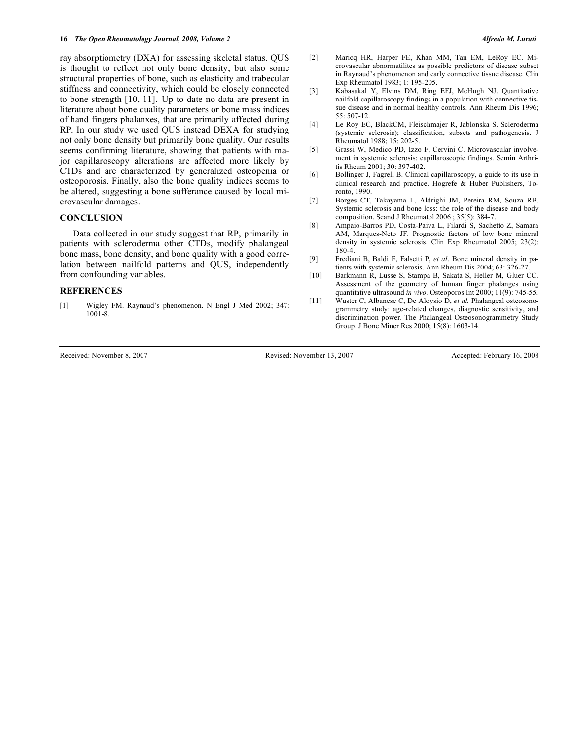ray absorptiometry (DXA) for assessing skeletal status. QUS is thought to reflect not only bone density, but also some structural properties of bone, such as elasticity and trabecular stiffness and connectivity, which could be closely connected to bone strength [10, 11]. Up to date no data are present in literature about bone quality parameters or bone mass indices of hand fingers phalanxes, that are primarily affected during RP. In our study we used QUS instead DEXA for studying not only bone density but primarily bone quality. Our results seems confirming literature, showing that patients with major capillaroscopy alterations are affected more likely by CTDs and are characterized by generalized osteopenia or osteoporosis. Finally, also the bone quality indices seems to be altered, suggesting a bone sufferance caused by local microvascular damages.

## CONCLUSION

Data collected in our study suggest that RP, primarily in patients with scleroderma other CTDs, modify phalangeal bone mass, bone density, and bone quality with a good correlation between nailfold patterns and QUS, independently from confounding variables.

## REFERENCES

[1] Wigley FM. Raynaud's phenomenon. N Engl J Med 2002; 347: 1001-8.

[2] Maricq HR, Harper FE, Khan MM, Tan EM, LeRoy EC. Microvascular abnormatilites as possible predictors of disease subset in Raynaud's phenomenon and early connective tissue disease. Clin Exp Rheumatol 1983; 1: 195-205.

[3] Kabasakal Y, Elvins DM, Ring EFJ, McHugh NJ. Quantitative nailfold capillaroscopy findings in a population with connective tissue disease and in normal healthy controls. Ann Rheum Dis 1996; 55: 507-12.

[4] Le Roy EC, BlackCM, Fleischmajer R, Jablonska S. Scleroderma (systemic sclerosis); classification, subsets and pathogenesis. J Rheumatol 1988; 15: 202-5.

[5] Grassi W, Medico PD, Izzo F, Cervini C. Microvascular involvement in systemic sclerosis: capillaroscopic findings. Semin Arthritis Rheum 2001; 30: 397-402.

[6] Bollinger J, Fagrell B. Clinical capillaroscopy, a guide to its use in clinical research and practice. Hogrefe & Huber Publishers, Toronto, 1990.

[7] Borges CT, Takayama L, Aldrighi JM, Pereira RM, Souza RB. Systemic sclerosis and bone loss: the role of the disease and body composition. Scand J Rheumatol 2006 ; 35(5): 384-7.

[8] Ampaio-Barros PD, Costa-Paiva L, Filardi S, Sachetto Z, Samara AM, Marques-Neto JF. Prognostic factors of low bone mineral density in systemic sclerosis. Clin Exp Rheumatol 2005; 23(2): 180-4.

[9] Frediani B, Baldi F, Falsetti P, *et al*. Bone mineral density in patients with systemic sclerosis. Ann Rheum Dis 2004; 63: 326-27.

[10] Barkmann R, Lusse S, Stampa B, Sakata S, Heller M, Gluer CC. Assessment of the geometry of human finger phalanges using quantitative ultrasound *in vivo.* Osteoporos Int 2000; 11(9): 745-55.

[11] Wuster C, Albanese C, De Aloysio D, *et al.* Phalangeal osteosonogrammetry study: age-related changes, diagnostic sensitivity, and discrimination power. The Phalangeal Osteosonogrammetry Study Group. J Bone Miner Res 2000; 15(8): 1603-14.

Received: November 8, 2007 Revised: November 13, 2007 Accepted: February 16, 2008